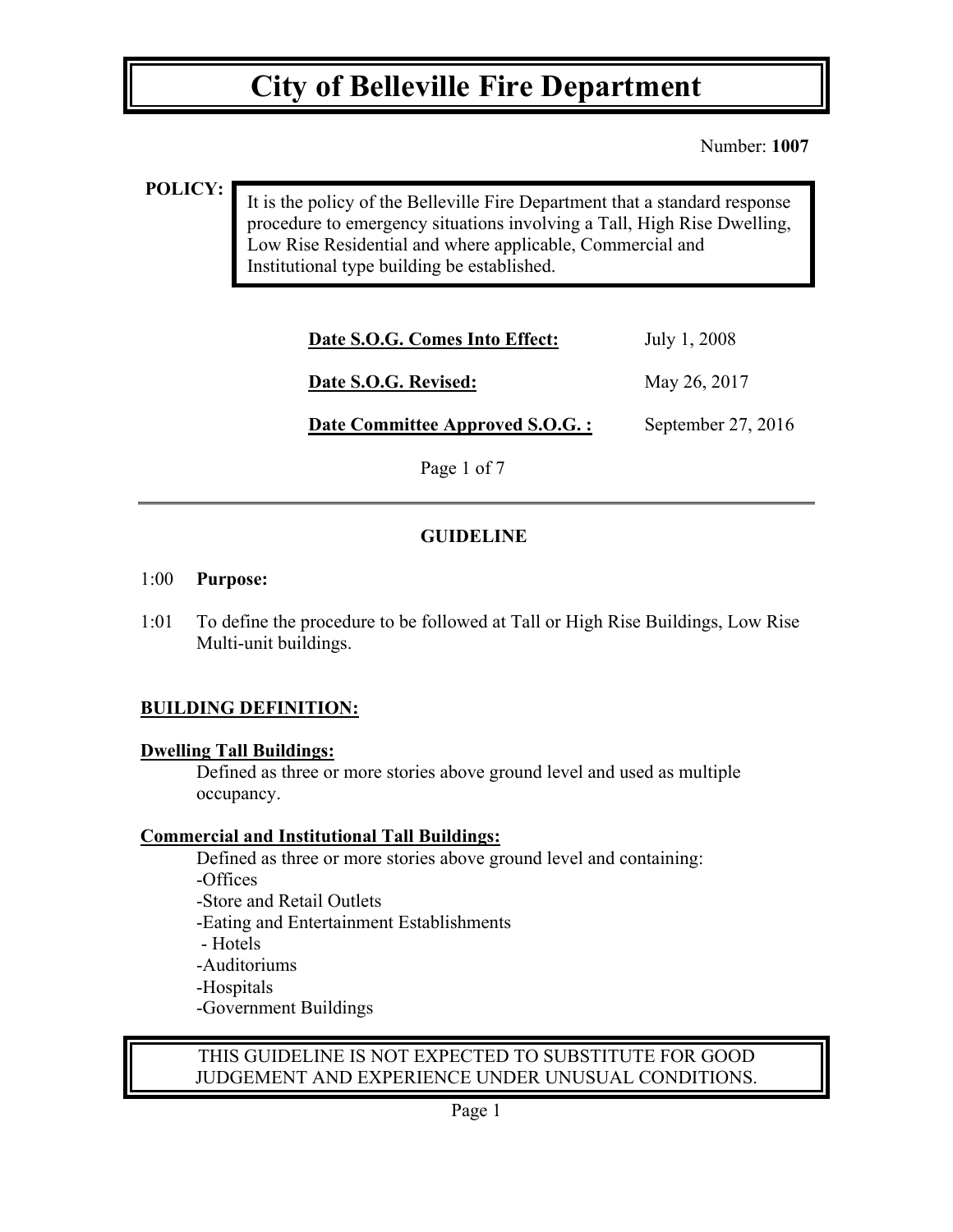# City of Belleville Fire Department

Number: **1007**

**POLICY:** It is the policy of the Belleville Fire Department that a standard response procedure to emergency situations involving a Tall, High Rise Dwelling, Low Rise Residential and where applicable, Commercial and Institutional type building be established.

| | |
|---|---|
| **Date S.O.G. Comes Into Effect:** | July 1, 2008 |
| **Date S.O.G. Revised:** | May 26, 2017 |
| **Date Committee Approved S.O.G. :** | September 27, 2016 |

---

## GUIDELINE

1:00 **Purpose:**

1:01 To define the procedure to be followed at Tall or High Rise Buildings, Low Rise Multi-unit buildings.

**BUILDING DEFINITION:**

**Dwelling Tall Buildings:**

Defined as three or more stories above ground level and used as multiple occupancy.

**Commercial and Institutional Tall Buildings:**

Defined as three or more stories above ground level and containing:

- Offices
- Store and Retail Outlets
- Eating and Entertainment Establishments
- Hotels
- Auditoriums
- Hospitals
- Government Buildings

THIS GUIDELINE IS NOT EXPECTED TO SUBSTITUTE FOR GOOD JUDGEMENT AND EXPERIENCE UNDER UNUSUAL CONDITIONS.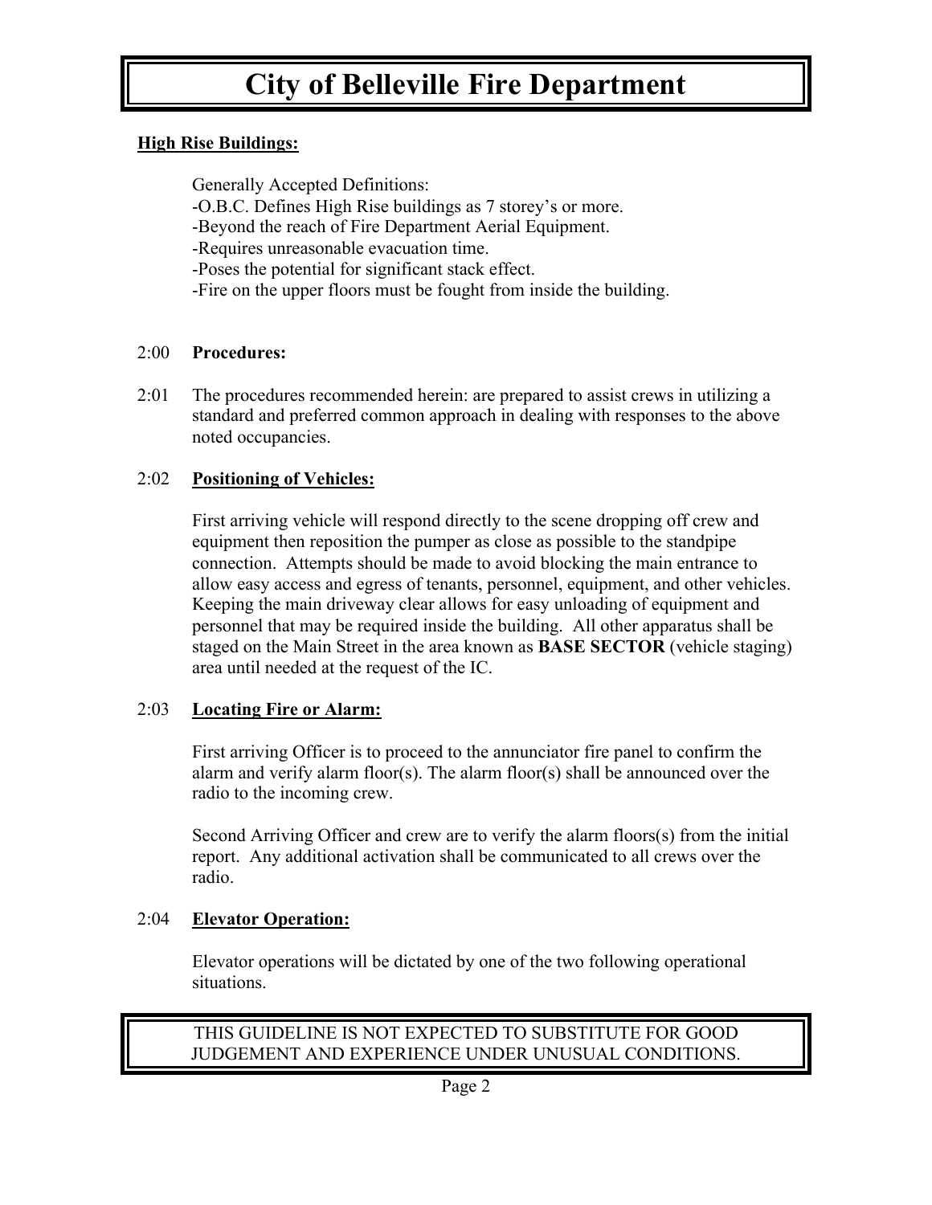**High Rise Buildings:**

Generally Accepted Definitions:
-O.B.C. Defines High Rise buildings as 7 storey's or more.
-Beyond the reach of Fire Department Aerial Equipment.
-Requires unreasonable evacuation time.
-Poses the potential for significant stack effect.
-Fire on the upper floors must be fought from inside the building.

2:00 **Procedures:**

2:01 The procedures recommended herein: are prepared to assist crews in utilizing a standard and preferred common approach in dealing with responses to the above noted occupancies.

2:02 **Positioning of Vehicles:**

First arriving vehicle will respond directly to the scene dropping off crew and equipment then reposition the pumper as close as possible to the standpipe connection. Attempts should be made to avoid blocking the main entrance to allow easy access and egress of tenants, personnel, equipment, and other vehicles. Keeping the main driveway clear allows for easy unloading of equipment and personnel that may be required inside the building. All other apparatus shall be staged on the Main Street in the area known as **BASE SECTOR** (vehicle staging) area until needed at the request of the IC.

2:03 **Locating Fire or Alarm:**

First arriving Officer is to proceed to the annunciator fire panel to confirm the alarm and verify alarm floor(s). The alarm floor(s) shall be announced over the radio to the incoming crew.

Second Arriving Officer and crew are to verify the alarm floors(s) from the initial report. Any additional activation shall be communicated to all crews over the radio.

2:04 **Elevator Operation:**

Elevator operations will be dictated by one of the two following operational situations.

THIS GUIDELINE IS NOT EXPECTED TO SUBSTITUTE FOR GOOD JUDGEMENT AND EXPERIENCE UNDER UNUSUAL CONDITIONS.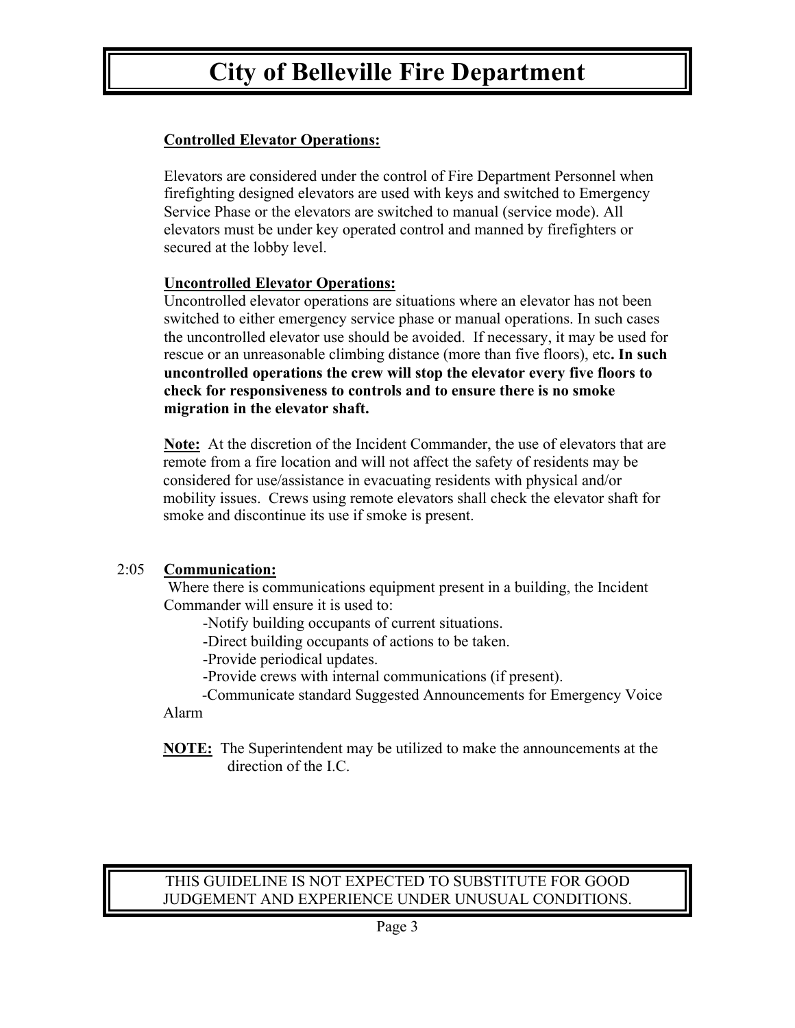**Controlled Elevator Operations:**

Elevators are considered under the control of Fire Department Personnel when firefighting designed elevators are used with keys and switched to Emergency Service Phase or the elevators are switched to manual (service mode). All elevators must be under key operated control and manned by firefighters or secured at the lobby level.

**Uncontrolled Elevator Operations:**

Uncontrolled elevator operations are situations where an elevator has not been switched to either emergency service phase or manual operations. In such cases the uncontrolled elevator use should be avoided. If necessary, it may be used for rescue or an unreasonable climbing distance (more than five floors), etc**. In such uncontrolled operations the crew will stop the elevator every five floors to check for responsiveness to controls and to ensure there is no smoke migration in the elevator shaft.**

**Note:** At the discretion of the Incident Commander, the use of elevators that are remote from a fire location and will not affect the safety of residents may be considered for use/assistance in evacuating residents with physical and/or mobility issues. Crews using remote elevators shall check the elevator shaft for smoke and discontinue its use if smoke is present.

2:05 **Communication:**

Where there is communications equipment present in a building, the Incident Commander will ensure it is used to:

- -Notify building occupants of current situations.
- -Direct building occupants of actions to be taken.
- -Provide periodical updates.
- -Provide crews with internal communications (if present).
- -Communicate standard Suggested Announcements for Emergency Voice Alarm

**NOTE:** The Superintendent may be utilized to make the announcements at the direction of the I.C.

THIS GUIDELINE IS NOT EXPECTED TO SUBSTITUTE FOR GOOD JUDGEMENT AND EXPERIENCE UNDER UNUSUAL CONDITIONS.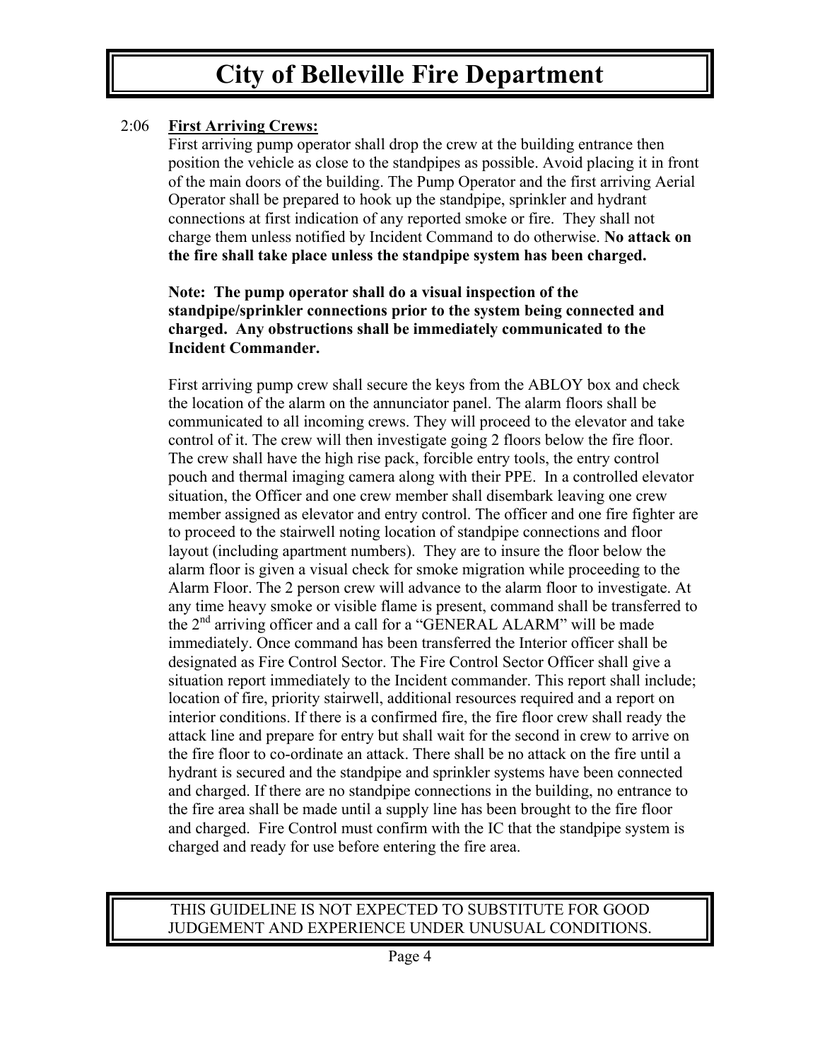2:06 **First Arriving Crews:**

First arriving pump operator shall drop the crew at the building entrance then position the vehicle as close to the standpipes as possible. Avoid placing it in front of the main doors of the building. The Pump Operator and the first arriving Aerial Operator shall be prepared to hook up the standpipe, sprinkler and hydrant connections at first indication of any reported smoke or fire. They shall not charge them unless notified by Incident Command to do otherwise. **No attack on the fire shall take place unless the standpipe system has been charged.**

**Note: The pump operator shall do a visual inspection of the standpipe/sprinkler connections prior to the system being connected and charged. Any obstructions shall be immediately communicated to the Incident Commander.**

First arriving pump crew shall secure the keys from the ABLOY box and check the location of the alarm on the annunciator panel. The alarm floors shall be communicated to all incoming crews. They will proceed to the elevator and take control of it. The crew will then investigate going 2 floors below the fire floor. The crew shall have the high rise pack, forcible entry tools, the entry control pouch and thermal imaging camera along with their PPE. In a controlled elevator situation, the Officer and one crew member shall disembark leaving one crew member assigned as elevator and entry control. The officer and one fire fighter are to proceed to the stairwell noting location of standpipe connections and floor layout (including apartment numbers). They are to insure the floor below the alarm floor is given a visual check for smoke migration while proceeding to the Alarm Floor. The 2 person crew will advance to the alarm floor to investigate. At any time heavy smoke or visible flame is present, command shall be transferred to the 2nd arriving officer and a call for a "GENERAL ALARM" will be made immediately. Once command has been transferred the Interior officer shall be designated as Fire Control Sector. The Fire Control Sector Officer shall give a situation report immediately to the Incident commander. This report shall include; location of fire, priority stairwell, additional resources required and a report on interior conditions. If there is a confirmed fire, the fire floor crew shall ready the attack line and prepare for entry but shall wait for the second in crew to arrive on the fire floor to co-ordinate an attack. There shall be no attack on the fire until a hydrant is secured and the standpipe and sprinkler systems have been connected and charged. If there are no standpipe connections in the building, no entrance to the fire area shall be made until a supply line has been brought to the fire floor and charged. Fire Control must confirm with the IC that the standpipe system is charged and ready for use before entering the fire area.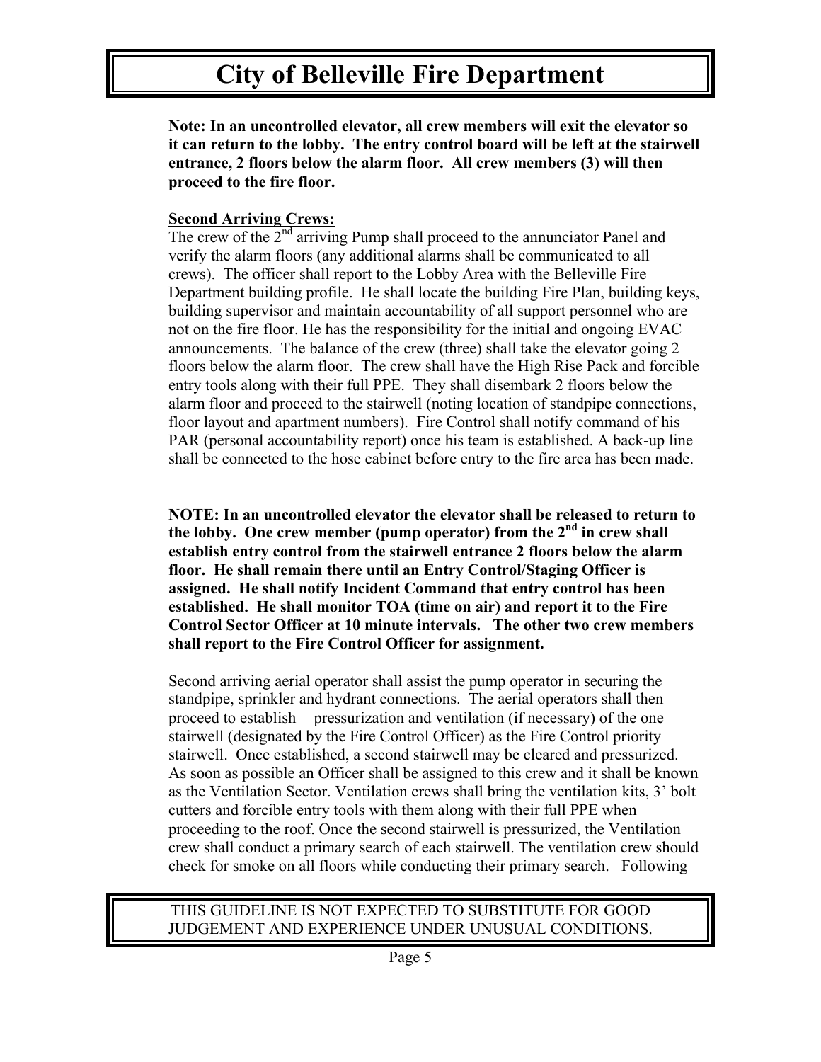**Note: In an uncontrolled elevator, all crew members will exit the elevator so it can return to the lobby. The entry control board will be left at the stairwell entrance, 2 floors below the alarm floor. All crew members (3) will then proceed to the fire floor.**

**Second Arriving Crews:**

The crew of the 2nd arriving Pump shall proceed to the annunciator Panel and verify the alarm floors (any additional alarms shall be communicated to all crews). The officer shall report to the Lobby Area with the Belleville Fire Department building profile. He shall locate the building Fire Plan, building keys, building supervisor and maintain accountability of all support personnel who are not on the fire floor. He has the responsibility for the initial and ongoing EVAC announcements. The balance of the crew (three) shall take the elevator going 2 floors below the alarm floor. The crew shall have the High Rise Pack and forcible entry tools along with their full PPE. They shall disembark 2 floors below the alarm floor and proceed to the stairwell (noting location of standpipe connections, floor layout and apartment numbers). Fire Control shall notify command of his PAR (personal accountability report) once his team is established. A back-up line shall be connected to the hose cabinet before entry to the fire area has been made.

**NOTE: In an uncontrolled elevator the elevator shall be released to return to the lobby. One crew member (pump operator) from the 2nd in crew shall establish entry control from the stairwell entrance 2 floors below the alarm floor. He shall remain there until an Entry Control/Staging Officer is assigned. He shall notify Incident Command that entry control has been established. He shall monitor TOA (time on air) and report it to the Fire Control Sector Officer at 10 minute intervals. The other two crew members shall report to the Fire Control Officer for assignment.**

Second arriving aerial operator shall assist the pump operator in securing the standpipe, sprinkler and hydrant connections. The aerial operators shall then proceed to establish pressurization and ventilation (if necessary) of the one stairwell (designated by the Fire Control Officer) as the Fire Control priority stairwell. Once established, a second stairwell may be cleared and pressurized. As soon as possible an Officer shall be assigned to this crew and it shall be known as the Ventilation Sector. Ventilation crews shall bring the ventilation kits, 3' bolt cutters and forcible entry tools with them along with their full PPE when proceeding to the roof. Once the second stairwell is pressurized, the Ventilation crew shall conduct a primary search of each stairwell. The ventilation crew should check for smoke on all floors while conducting their primary search. Following

THIS GUIDELINE IS NOT EXPECTED TO SUBSTITUTE FOR GOOD JUDGEMENT AND EXPERIENCE UNDER UNUSUAL CONDITIONS.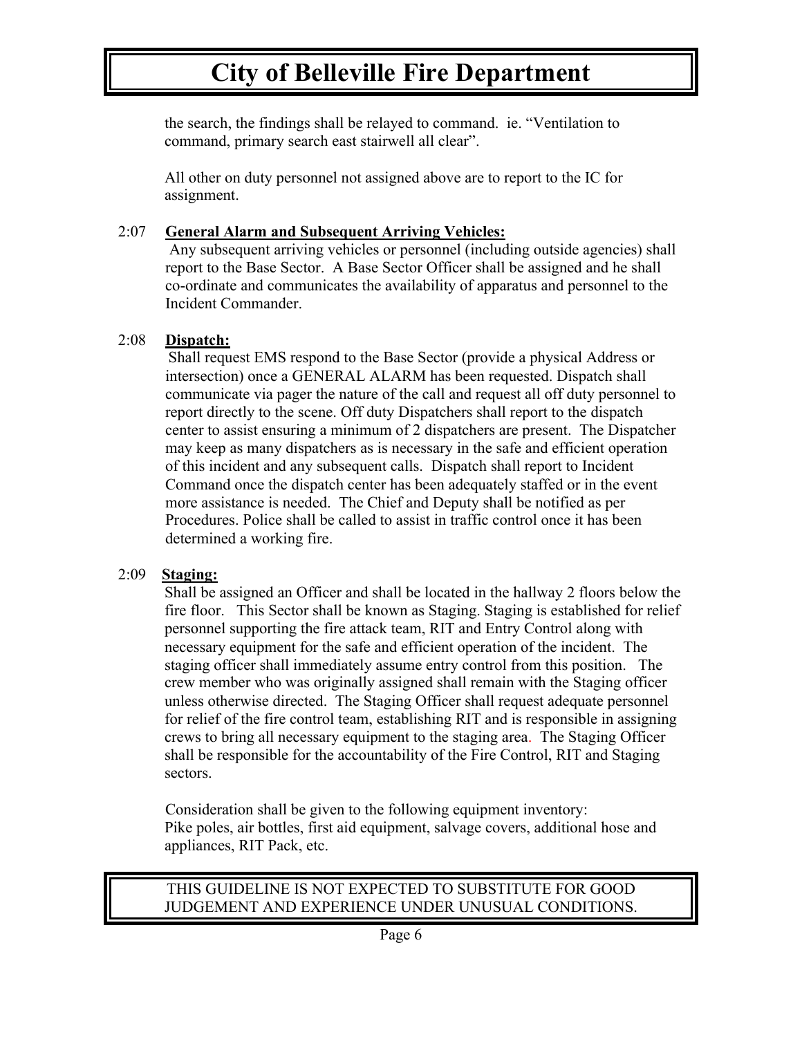the search, the findings shall be relayed to command. ie. "Ventilation to command, primary search east stairwell all clear".

All other on duty personnel not assigned above are to report to the IC for assignment.

2:07 **General Alarm and Subsequent Arriving Vehicles:**

Any subsequent arriving vehicles or personnel (including outside agencies) shall report to the Base Sector. A Base Sector Officer shall be assigned and he shall co-ordinate and communicates the availability of apparatus and personnel to the Incident Commander.

2:08 **Dispatch:**

Shall request EMS respond to the Base Sector (provide a physical Address or intersection) once a GENERAL ALARM has been requested. Dispatch shall communicate via pager the nature of the call and request all off duty personnel to report directly to the scene. Off duty Dispatchers shall report to the dispatch center to assist ensuring a minimum of 2 dispatchers are present. The Dispatcher may keep as many dispatchers as is necessary in the safe and efficient operation of this incident and any subsequent calls. Dispatch shall report to Incident Command once the dispatch center has been adequately staffed or in the event more assistance is needed. The Chief and Deputy shall be notified as per Procedures. Police shall be called to assist in traffic control once it has been determined a working fire.

2:09 **Staging:**

Shall be assigned an Officer and shall be located in the hallway 2 floors below the fire floor. This Sector shall be known as Staging. Staging is established for relief personnel supporting the fire attack team, RIT and Entry Control along with necessary equipment for the safe and efficient operation of the incident. The staging officer shall immediately assume entry control from this position. The crew member who was originally assigned shall remain with the Staging officer unless otherwise directed. The Staging Officer shall request adequate personnel for relief of the fire control team, establishing RIT and is responsible in assigning crews to bring all necessary equipment to the staging area. The Staging Officer shall be responsible for the accountability of the Fire Control, RIT and Staging sectors.

Consideration shall be given to the following equipment inventory:
Pike poles, air bottles, first aid equipment, salvage covers, additional hose and appliances, RIT Pack, etc.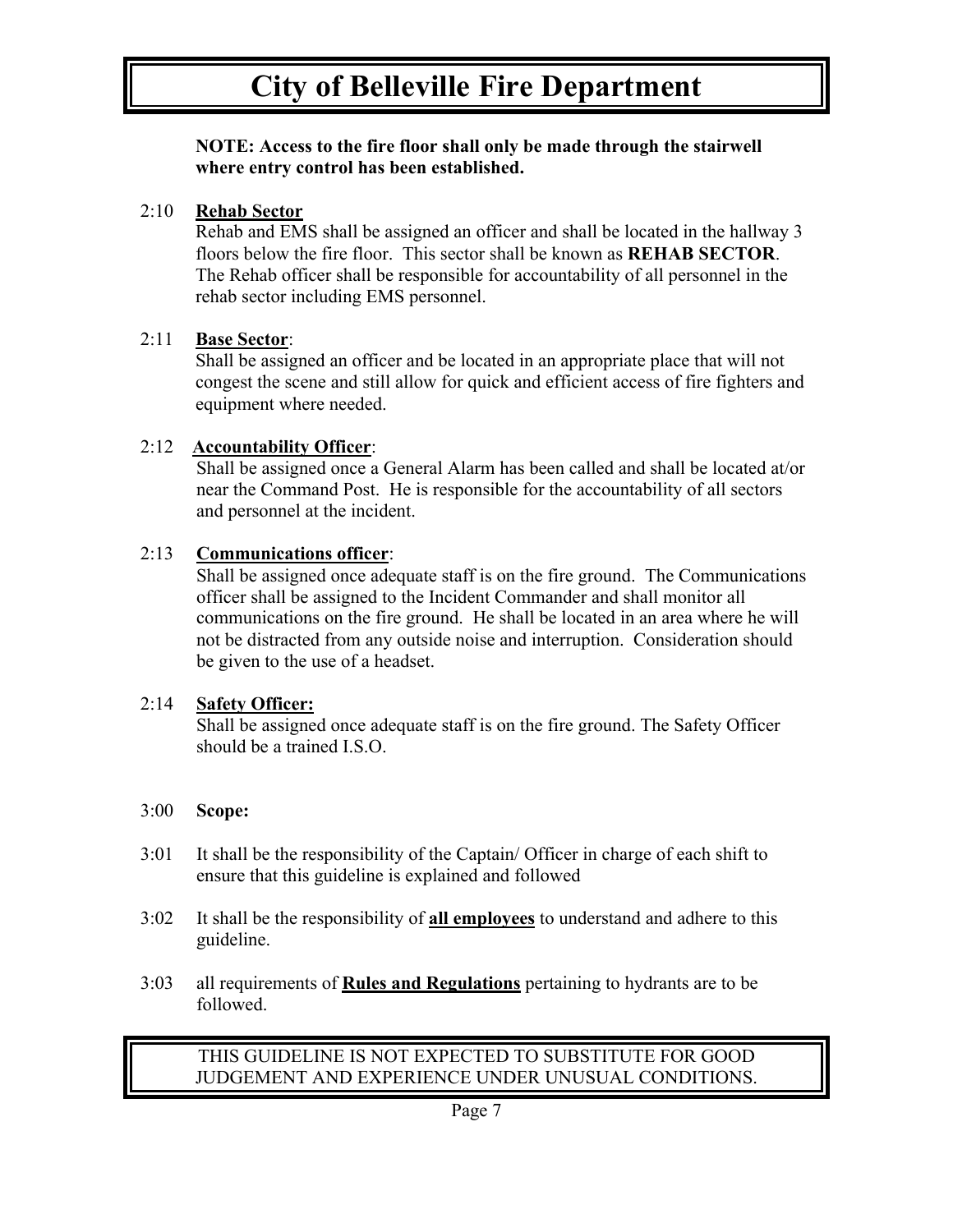**NOTE: Access to the fire floor shall only be made through the stairwell where entry control has been established.**

2:10 **Rehab Sector**
Rehab and EMS shall be assigned an officer and shall be located in the hallway 3 floors below the fire floor. This sector shall be known as **REHAB SECTOR**. The Rehab officer shall be responsible for accountability of all personnel in the rehab sector including EMS personnel.

2:11 **Base Sector**:
Shall be assigned an officer and be located in an appropriate place that will not congest the scene and still allow for quick and efficient access of fire fighters and equipment where needed.

2:12 **Accountability Officer**:
Shall be assigned once a General Alarm has been called and shall be located at/or near the Command Post. He is responsible for the accountability of all sectors and personnel at the incident.

2:13 **Communications officer**:
Shall be assigned once adequate staff is on the fire ground. The Communications officer shall be assigned to the Incident Commander and shall monitor all communications on the fire ground. He shall be located in an area where he will not be distracted from any outside noise and interruption. Consideration should be given to the use of a headset.

2:14 **Safety Officer:**
Shall be assigned once adequate staff is on the fire ground. The Safety Officer should be a trained I.S.O.

3:00 **Scope:**

3:01 It shall be the responsibility of the Captain/ Officer in charge of each shift to ensure that this guideline is explained and followed

3:02 It shall be the responsibility of **all employees** to understand and adhere to this guideline.

3:03 all requirements of **Rules and Regulations** pertaining to hydrants are to be followed.

THIS GUIDELINE IS NOT EXPECTED TO SUBSTITUTE FOR GOOD JUDGEMENT AND EXPERIENCE UNDER UNUSUAL CONDITIONS.